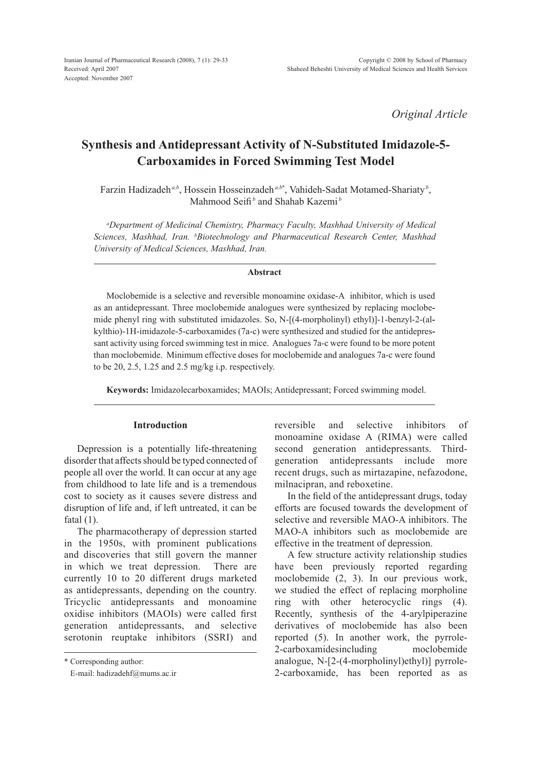Iranian Journal of Pharmaceutical Research (2008), 7 (1): 29-33
Received: April 2007
Accepted: November 2007

Copyright © 2008 by School of Pharmacy
Shaheed Beheshti University of Medical Sciences and Health Services

*Original Article*

# Synthesis and Antidepressant Activity of N-Substituted Imidazole-5-Carboxamides in Forced Swimming Test Model

Farzin Hadizadeh[a,b], Hossein Hosseinzadeh[a,b*], Vahideh-Sadat Motamed-Shariaty[b], Mahmood Seifi[b] and Shahab Kazemi[b]

[a]*Department of Medicinal Chemistry, Pharmacy Faculty, Mashhad University of Medical Sciences, Mashhad, Iran.* [b]*Biotechnology and Pharmaceutical Research Center, Mashhad University of Medical Sciences, Mashhad, Iran.*

## Abstract

Moclobemide is a selective and reversible monoamine oxidase-A inhibitor, which is used as an antidepressant. Three moclobemide analogues were synthesized by replacing moclobemide phenyl ring with substituted imidazoles. So, N-[(4-morpholinyl) ethyl)]-1-benzyl-2-(alkylthio)-1H-imidazole-5-carboxamides (7a-c) were synthesized and studied for the antidepressant activity using forced swimming test in mice. Analogues 7a-c were found to be more potent than moclobemide. Minimum effective doses for moclobemide and analogues 7a-c were found to be 20, 2.5, 1.25 and 2.5 mg/kg i.p. respectively.

**Keywords:** Imidazolecarboxamides; MAOIs; Antidepressant; Forced swimming model.

## Introduction

Depression is a potentially life-threatening disorder that affects should be typed connected of people all over the world. It can occur at any age from childhood to late life and is a tremendous cost to society as it causes severe distress and disruption of life and, if left untreated, it can be fatal (1).

The pharmacotherapy of depression started in the 1950s, with prominent publications and discoveries that still govern the manner in which we treat depression. There are currently 10 to 20 different drugs marketed as antidepressants, depending on the country. Tricyclic antidepressants and monoamine oxidise inhibitors (MAOIs) were called first generation antidepressants, and selective serotonin reuptake inhibitors (SSRI) and reversible and selective inhibitors of monoamine oxidase A (RIMA) were called second generation antidepressants. Third-generation antidepressants include more recent drugs, such as mirtazapine, nefazodone, milnacipran, and reboxetine.

In the field of the antidepressant drugs, today efforts are focused towards the development of selective and reversible MAO-A inhibitors. The MAO-A inhibitors such as moclobemide are effective in the treatment of depression.

A few structure activity relationship studies have been previously reported regarding moclobemide (2, 3). In our previous work, we studied the effect of replacing morpholine ring with other heterocyclic rings (4). Recently, synthesis of the 4-arylpiperazine derivatives of moclobemide has also been reported (5). In another work, the pyrrole-2-carboxamidesincluding moclobemide analogue, N-[2-(4-morpholinyl)ethyl)] pyrrole-2-carboxamide, has been reported as as

\* Corresponding author:
E-mail: hadizadehf@mums.ac.ir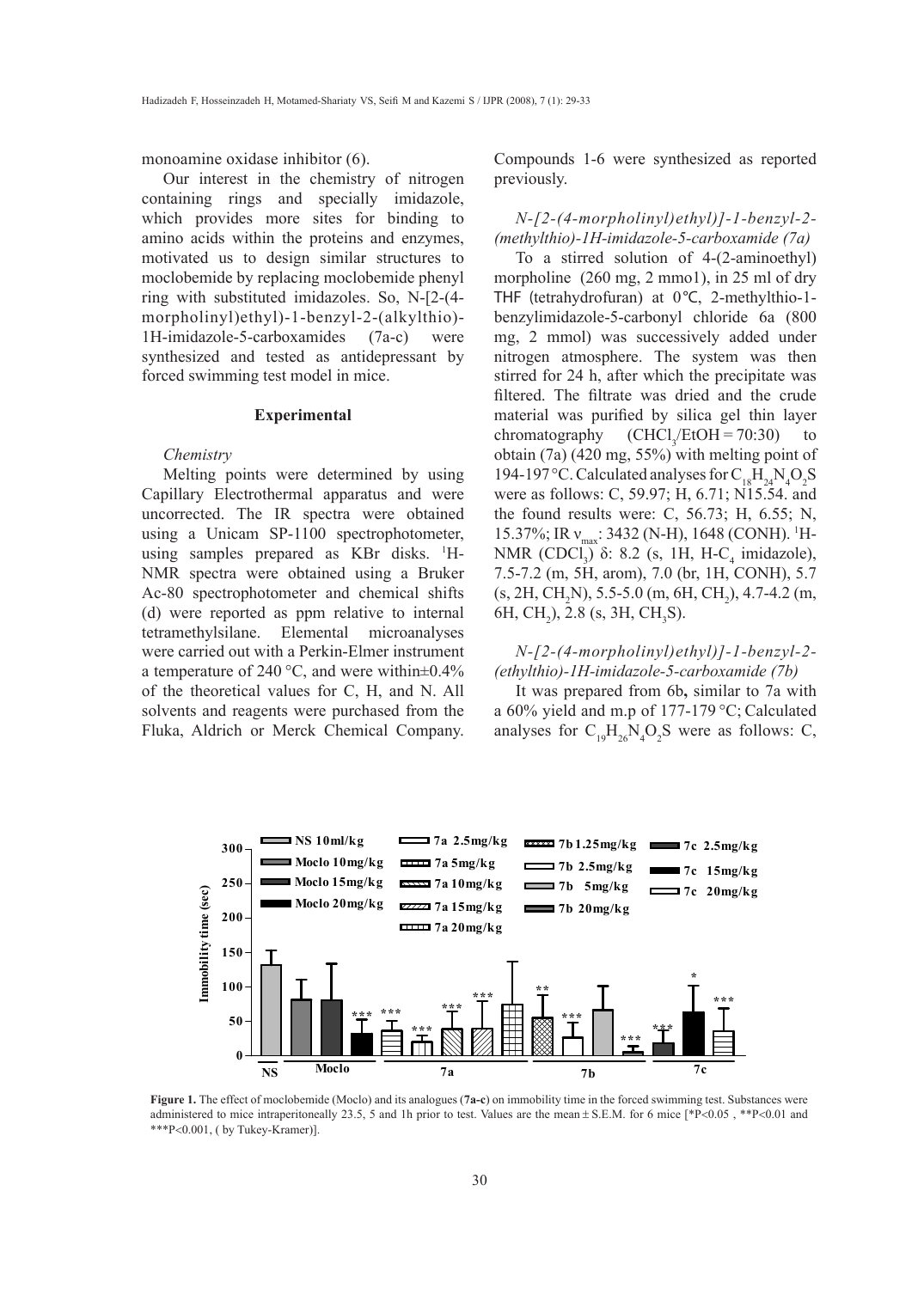monoamine oxidase inhibitor (6).

Our interest in the chemistry of nitrogen containing rings and specially imidazole, which provides more sites for binding to amino acids within the proteins and enzymes, motivated us to design similar structures to moclobemide by replacing moclobemide phenyl ring with substituted imidazoles. So, N-[2-(4-morpholinyl)ethyl)-1-benzyl-2-(alkylthio)-1H-imidazole-5-carboxamides (7a-c) were synthesized and tested as antidepressant by forced swimming test model in mice.

## Experimental

### *Chemistry*

Melting points were determined by using Capillary Electrothermal apparatus and were uncorrected. The IR spectra were obtained using a Unicam SP-1100 spectrophotometer, using samples prepared as KBr disks. $^1$H-NMR spectra were obtained using a Bruker Ac-80 spectrophotometer and chemical shifts (d) were reported as ppm relative to internal tetramethylsilane. Elemental microanalyses were carried out with a Perkin-Elmer instrument a temperature of 240 °C, and were within±0.4% of the theoretical values for C, H, and N. All solvents and reagents were purchased from the Fluka, Aldrich or Merck Chemical Company. Compounds 1-6 were synthesized as reported previously.

### *N-[2-(4-morpholinyl)ethyl)]-1-benzyl-2-(methylthio)-1H-imidazole-5-carboxamide (7a)*

To a stirred solution of 4-(2-aminoethyl) morpholine (260 mg, 2 mmo1), in 25 ml of dry THF (tetrahydrofuran) at 0℃, 2-methylthio-1-benzylimidazole-5-carbonyl chloride 6a (800 mg, 2 mmol) was successively added under nitrogen atmosphere. The system was then stirred for 24 h, after which the precipitate was filtered. The filtrate was dried and the crude material was purified by silica gel thin layer chromatography ($CHCl_3$/EtOH = 70:30) to obtain (7a) (420 mg, 55%) with melting point of 194-197 °C. Calculated analyses for $C_{18}H_{24}N_4O_2S$ were as follows: C, 59.97; H, 6.71; N15.54. and the found results were: C, 56.73; H, 6.55; N, 15.37%; IR $\nu_{max}$: 3432 (N-H), 1648 (CONH). $^1$H-NMR ($CDCl_3$) δ: 8.2 (s, 1H, H-$C_4$ imidazole), 7.5-7.2 (m, 5H, arom), 7.0 (br, 1H, CONH), 5.7 (s, 2H, $CH_2$N), 5.5-5.0 (m, 6H, $CH_2$), 4.7-4.2 (m, 6H, $CH_2$), 2.8 (s, 3H, $CH_3$S).

### *N-[2-(4-morpholinyl)ethyl)]-1-benzyl-2-(ethylthio)-1H-imidazole-5-carboxamide (7b)*

It was prepared from 6b**,** similar to 7a with a 60% yield and m.p of 177-179 °C; Calculated analyses for $C_{19}H_{26}N_4O_2S$ were as follows: C,

**Figure 1.** The effect of moclobemide (Moclo) and its analogues (**7a-c**) on immobility time in the forced swimming test. Substances were administered to mice intraperitoneally 23.5, 5 and 1h prior to test. Values are the mean ± S.E.M. for 6 mice [*P<0.05 , **P<0.01 and ***P<0.001, ( by Tukey-Kramer)].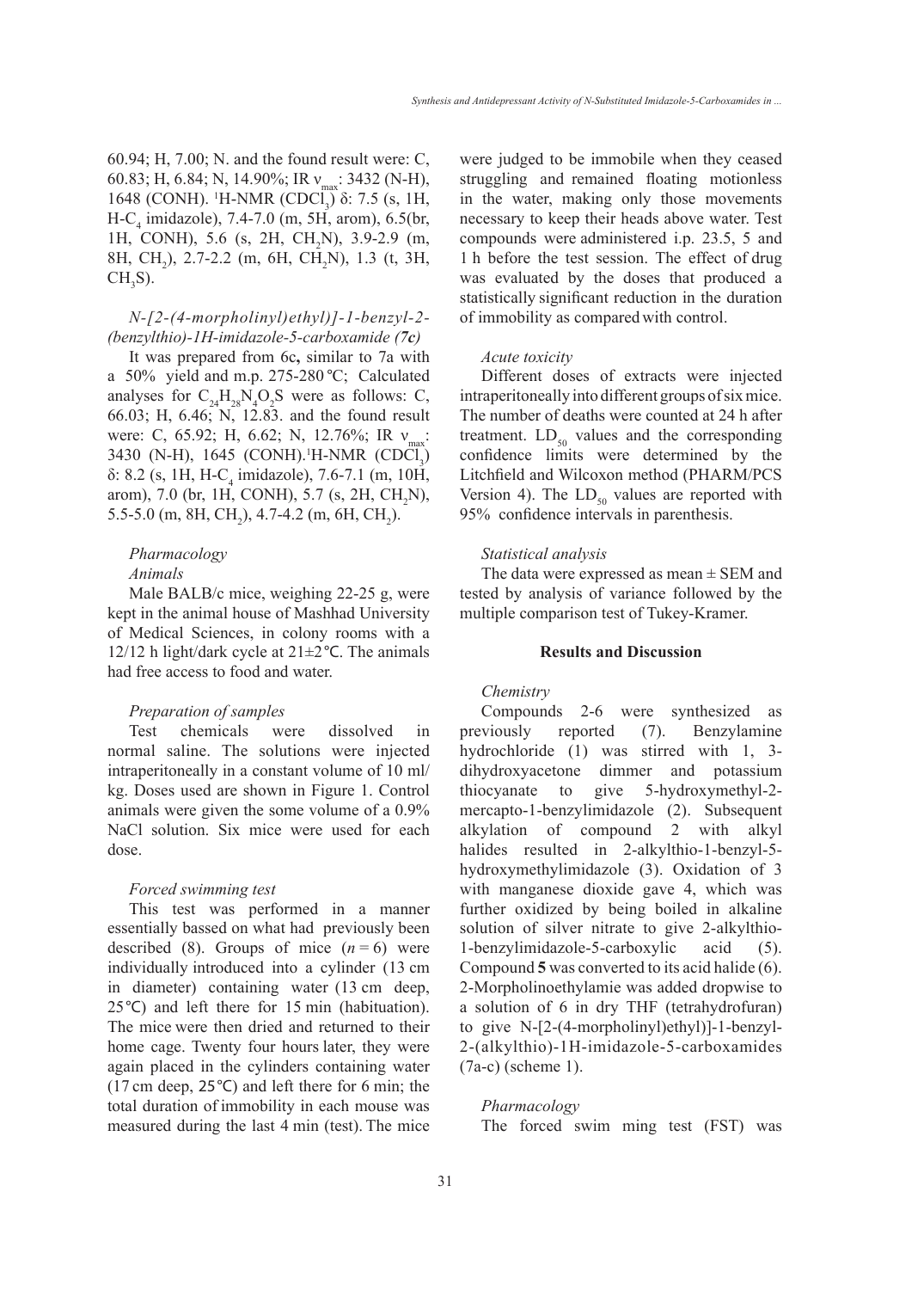60.94; H, 7.00; N. and the found result were: C, 60.83; H, 6.84; N, 14.90%; IR $\nu_{max}$: 3432 (N-H), 1648 (CONH). $^1$H-NMR ($CDCl_3$) δ: 7.5 (s, 1H, H-$C_4$ imidazole), 7.4-7.0 (m, 5H, arom), 6.5(br, 1H, CONH), 5.6 (s, 2H, $CH_2$N), 3.9-2.9 (m, 8H, $CH_2$), 2.7-2.2 (m, 6H, $CH_2$N), 1.3 (t, 3H, $CH_3$S).

*N-[2-(4-morpholinyl)ethyl)]-1-benzyl-2-(benzylthio)-1H-imidazole-5-carboxamide (**7c**)*

It was prepared from 6**c**, similar to 7a with a 50% yield and m.p. 275-280 ℃; Calculated analyses for $C_{24}H_{28}N_4O_2S$ were as follows: C, 66.03; H, 6.46; N, 12.83. and the found result were: C, 65.92; H, 6.62; N, 12.76%; IR $\nu_{max}$: 3430 (N-H), 1645 (CONH). $^1$H-NMR ($CDCl_3$) δ: 8.2 (s, 1H, H-$C_4$ imidazole), 7.6-7.1 (m, 10H, arom), 7.0 (br, 1H, CONH), 5.7 (s, 2H, $CH_2$N), 5.5-5.0 (m, 8H, $CH_2$), 4.7-4.2 (m, 6H, $CH_2$).

*Pharmacology*

*Animals*

Male BALB/c mice, weighing 22-25 g, were kept in the animal house of Mashhad University of Medical Sciences, in colony rooms with a 12/12 h light/dark cycle at 21±2℃. The animals had free access to food and water.

*Preparation of samples*

Test chemicals were dissolved in normal saline. The solutions were injected intraperitoneally in a constant volume of 10 ml/kg. Doses used are shown in Figure 1. Control animals were given the some volume of a 0.9% NaCl solution. Six mice were used for each dose.

*Forced swimming test*

This test was performed in a manner essentially bassed on what had previously been described (8). Groups of mice ($n = 6$) were individually introduced into a cylinder (13 cm in diameter) containing water (13 cm deep, 25℃) and left there for 15 min (habituation). The mice were then dried and returned to their home cage. Twenty four hours later, they were again placed in the cylinders containing water (17 cm deep, 25℃) and left there for 6 min; the total duration of immobility in each mouse was measured during the last 4 min (test). The mice were judged to be immobile when they ceased struggling and remained floating motionless in the water, making only those movements necessary to keep their heads above water. Test compounds were administered i.p. 23.5, 5 and 1 h before the test session. The effect of drug was evaluated by the doses that produced a statistically significant reduction in the duration of immobility as compared with control.

*Acute toxicity*

Different doses of extracts were injected intraperitoneally into different groups of six mice. The number of deaths were counted at 24 h after treatment. $LD_{50}$ values and the corresponding confidence limits were determined by the Litchfield and Wilcoxon method (PHARM/PCS Version 4). The $LD_{50}$ values are reported with 95% confidence intervals in parenthesis.

*Statistical analysis*

The data were expressed as mean ± SEM and tested by analysis of variance followed by the multiple comparison test of Tukey-Kramer.

## Results and Discussion

*Chemistry*

Compounds 2-6 were synthesized as previously reported (7). Benzylamine hydrochloride (1) was stirred with 1, 3-dihydroxyacetone dimmer and potassium thiocyanate to give 5-hydroxymethyl-2-mercapto-1-benzylimidazole (2). Subsequent alkylation of compound 2 with alkyl halides resulted in 2-alkylthio-1-benzyl-5-hydroxymethylimidazole (3). Oxidation of 3 with manganese dioxide gave 4, which was further oxidized by being boiled in alkaline solution of silver nitrate to give 2-alkylthio-1-benzylimidazole-5-carboxylic acid (5). Compound **5** was converted to its acid halide (6). 2-Morpholinoethylamie was added dropwise to a solution of 6 in dry THF (tetrahydrofuran) to give N-[2-(4-morpholinyl)ethyl)]-1-benzyl-2-(alkylthio)-1H-imidazole-5-carboxamides (7a-c) (scheme 1).

*Pharmacology*

The forced swim ming test (FST) was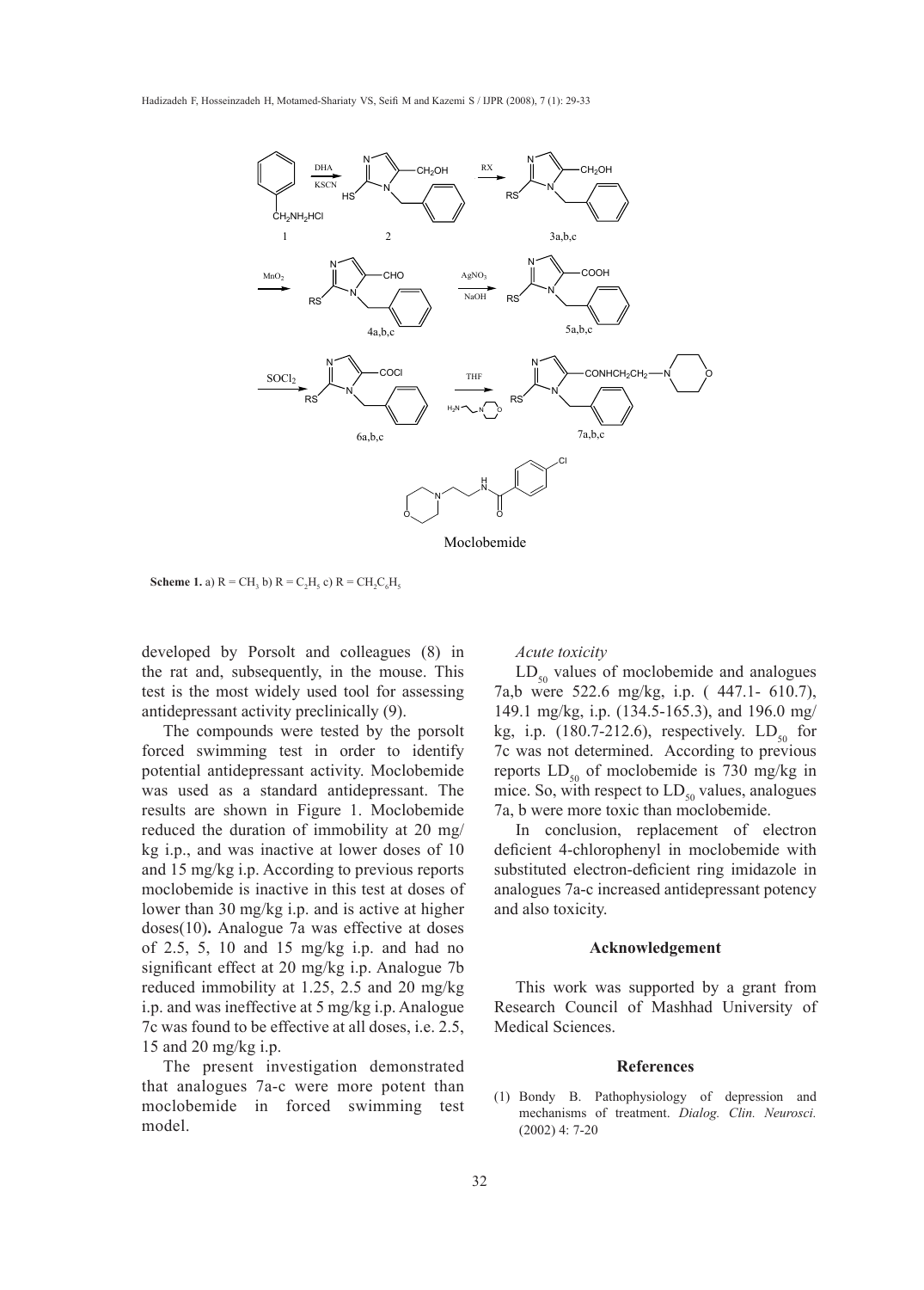**Scheme 1.** a) $R = CH_3$ b) $R = C_2H_5$ c) $R = CH_2C_6H_5$

developed by Porsolt and colleagues (8) in the rat and, subsequently, in the mouse. This test is the most widely used tool for assessing antidepressant activity preclinically (9).

The compounds were tested by the porsolt forced swimming test in order to identify potential antidepressant activity. Moclobemide was used as a standard antidepressant. The results are shown in Figure 1. Moclobemide reduced the duration of immobility at 20 mg/kg i.p., and was inactive at lower doses of 10 and 15 mg/kg i.p. According to previous reports moclobemide is inactive in this test at doses of lower than 30 mg/kg i.p. and is active at higher doses(10)**.** Analogue 7a was effective at doses of 2.5, 5, 10 and 15 mg/kg i.p. and had no significant effect at 20 mg/kg i.p. Analogue 7b reduced immobility at 1.25, 2.5 and 20 mg/kg i.p. and was ineffective at 5 mg/kg i.p. Analogue 7c was found to be effective at all doses, i.e. 2.5, 15 and 20 mg/kg i.p.

The present investigation demonstrated that analogues 7a-c were more potent than moclobemide in forced swimming test model.

*Acute toxicity*

$LD_{50}$ values of moclobemide and analogues 7a,b were 522.6 mg/kg, i.p. ( 447.1- 610.7), 149.1 mg/kg, i.p. (134.5-165.3), and 196.0 mg/kg, i.p. (180.7-212.6), respectively. $LD_{50}$ for 7c was not determined. According to previous reports $LD_{50}$ of moclobemide is 730 mg/kg in mice. So, with respect to $LD_{50}$ values, analogues 7a, b were more toxic than moclobemide.

In conclusion, replacement of electron deficient 4-chlorophenyl in moclobemide with substituted electron-deficient ring imidazole in analogues 7a-c increased antidepressant potency and also toxicity.

## Acknowledgement

This work was supported by a grant from Research Council of Mashhad University of Medical Sciences.

## References

(1) Bondy B. Pathophysiology of depression and mechanisms of treatment. *Dialog. Clin. Neurosci.* (2002) 4: 7-20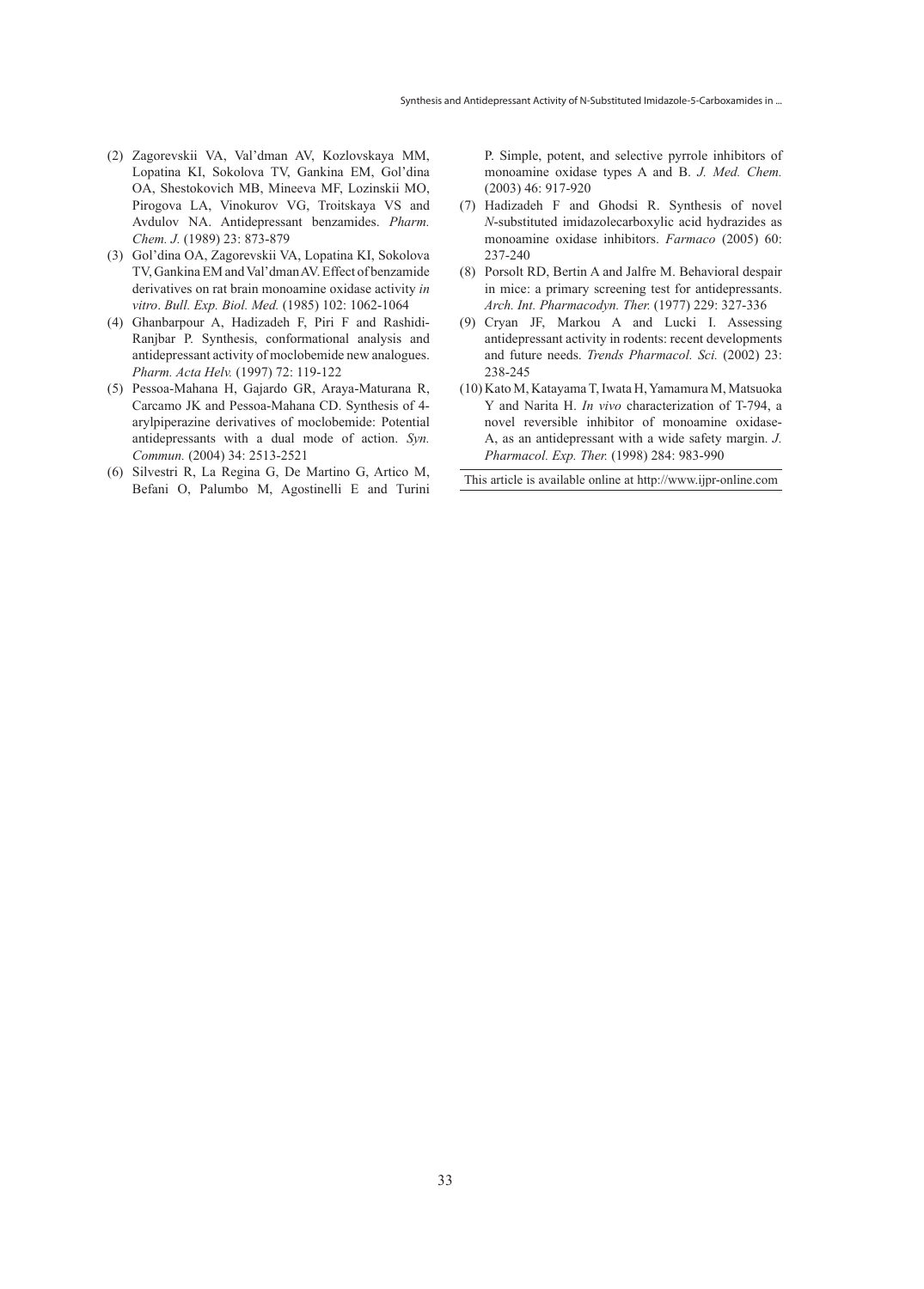(2) Zagorevskii VA, Val'dman AV, Kozlovskaya MM, Lopatina KI, Sokolova TV, Gankina EM, Gol'dina OA, Shestokovich MB, Mineeva MF, Lozinskii MO, Pirogova LA, Vinokurov VG, Troitskaya VS and Avdulov NA. Antidepressant benzamides. *Pharm. Chem. J.* (1989) 23: 873-879

(3) Gol'dina OA, Zagorevskii VA, Lopatina KI, Sokolova TV, Gankina EM and Val'dman AV. Effect of benzamide derivatives on rat brain monoamine oxidase activity *in vitro*. *Bull. Exp. Biol. Med.* (1985) 102: 1062-1064

(4) Ghanbarpour A, Hadizadeh F, Piri F and Rashidi-Ranjbar P. Synthesis, conformational analysis and antidepressant activity of moclobemide new analogues. *Pharm. Acta Helv.* (1997) 72: 119-122

(5) Pessoa-Mahana H, Gajardo GR, Araya-Maturana R, Carcamo JK and Pessoa-Mahana CD. Synthesis of 4-arylpiperazine derivatives of moclobemide: Potential antidepressants with a dual mode of action. *Syn. Commun.* (2004) 34: 2513-2521

(6) Silvestri R, La Regina G, De Martino G, Artico M, Befani O, Palumbo M, Agostinelli E and Turini P. Simple, potent, and selective pyrrole inhibitors of monoamine oxidase types A and B. *J. Med. Chem.* (2003) 46: 917-920

(7) Hadizadeh F and Ghodsi R. Synthesis of novel *N*-substituted imidazolecarboxylic acid hydrazides as monoamine oxidase inhibitors. *Farmaco* (2005) 60: 237-240

(8) Porsolt RD, Bertin A and Jalfre M. Behavioral despair in mice: a primary screening test for antidepressants. *Arch. Int. Pharmacodyn. Ther.* (1977) 229: 327-336

(9) Cryan JF, Markou A and Lucki I. Assessing antidepressant activity in rodents: recent developments and future needs. *Trends Pharmacol. Sci.* (2002) 23: 238-245

(10) Kato M, Katayama T, Iwata H, Yamamura M, Matsuoka Y and Narita H. *In vivo* characterization of T-794, a novel reversible inhibitor of monoamine oxidase-A, as an antidepressant with a wide safety margin. *J. Pharmacol. Exp. Ther.* (1998) 284: 983-990

This article is available online at http://www.ijpr-online.com